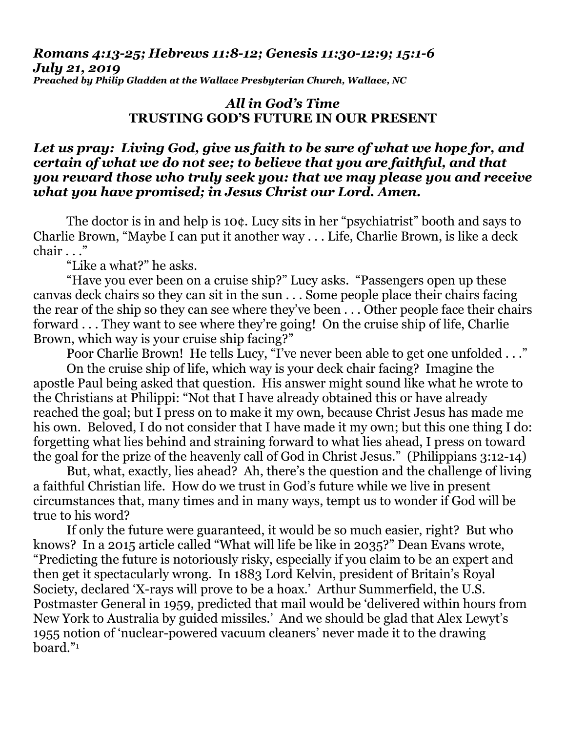***Romans 4:13-25; Hebrews 11:8-12; Genesis 11:30-12:9; 15:1-6***
***July 21, 2019***
***Preached by Philip Gladden at the Wallace Presbyterian Church, Wallace, NC***

## *All in God's Time*
## TRUSTING GOD'S FUTURE IN OUR PRESENT

***Let us pray: Living God, give us faith to be sure of what we hope for, and certain of what we do not see; to believe that you are faithful, and that you reward those who truly seek you: that we may please you and receive what you have promised; in Jesus Christ our Lord. Amen.***

The doctor is in and help is 10¢. Lucy sits in her "psychiatrist" booth and says to Charlie Brown, "Maybe I can put it another way . . . Life, Charlie Brown, is like a deck chair . . ."

"Like a what?" he asks.

"Have you ever been on a cruise ship?" Lucy asks. "Passengers open up these canvas deck chairs so they can sit in the sun . . . Some people place their chairs facing the rear of the ship so they can see where they've been . . . Other people face their chairs forward . . . They want to see where they're going! On the cruise ship of life, Charlie Brown, which way is your cruise ship facing?"

Poor Charlie Brown! He tells Lucy, "I've never been able to get one unfolded . . ."

On the cruise ship of life, which way is your deck chair facing? Imagine the apostle Paul being asked that question. His answer might sound like what he wrote to the Christians at Philippi: "Not that I have already obtained this or have already reached the goal; but I press on to make it my own, because Christ Jesus has made me his own. Beloved, I do not consider that I have made it my own; but this one thing I do: forgetting what lies behind and straining forward to what lies ahead, I press on toward the goal for the prize of the heavenly call of God in Christ Jesus." (Philippians 3:12-14)

But, what, exactly, lies ahead? Ah, there's the question and the challenge of living a faithful Christian life. How do we trust in God's future while we live in present circumstances that, many times and in many ways, tempt us to wonder if God will be true to his word?

If only the future were guaranteed, it would be so much easier, right? But who knows? In a 2015 article called "What will life be like in 2035?" Dean Evans wrote, "Predicting the future is notoriously risky, especially if you claim to be an expert and then get it spectacularly wrong. In 1883 Lord Kelvin, president of Britain's Royal Society, declared 'X-rays will prove to be a hoax.' Arthur Summerfield, the U.S. Postmaster General in 1959, predicted that mail would be 'delivered within hours from New York to Australia by guided missiles.' And we should be glad that Alex Lewyt's 1955 notion of 'nuclear-powered vacuum cleaners' never made it to the drawing board."[1]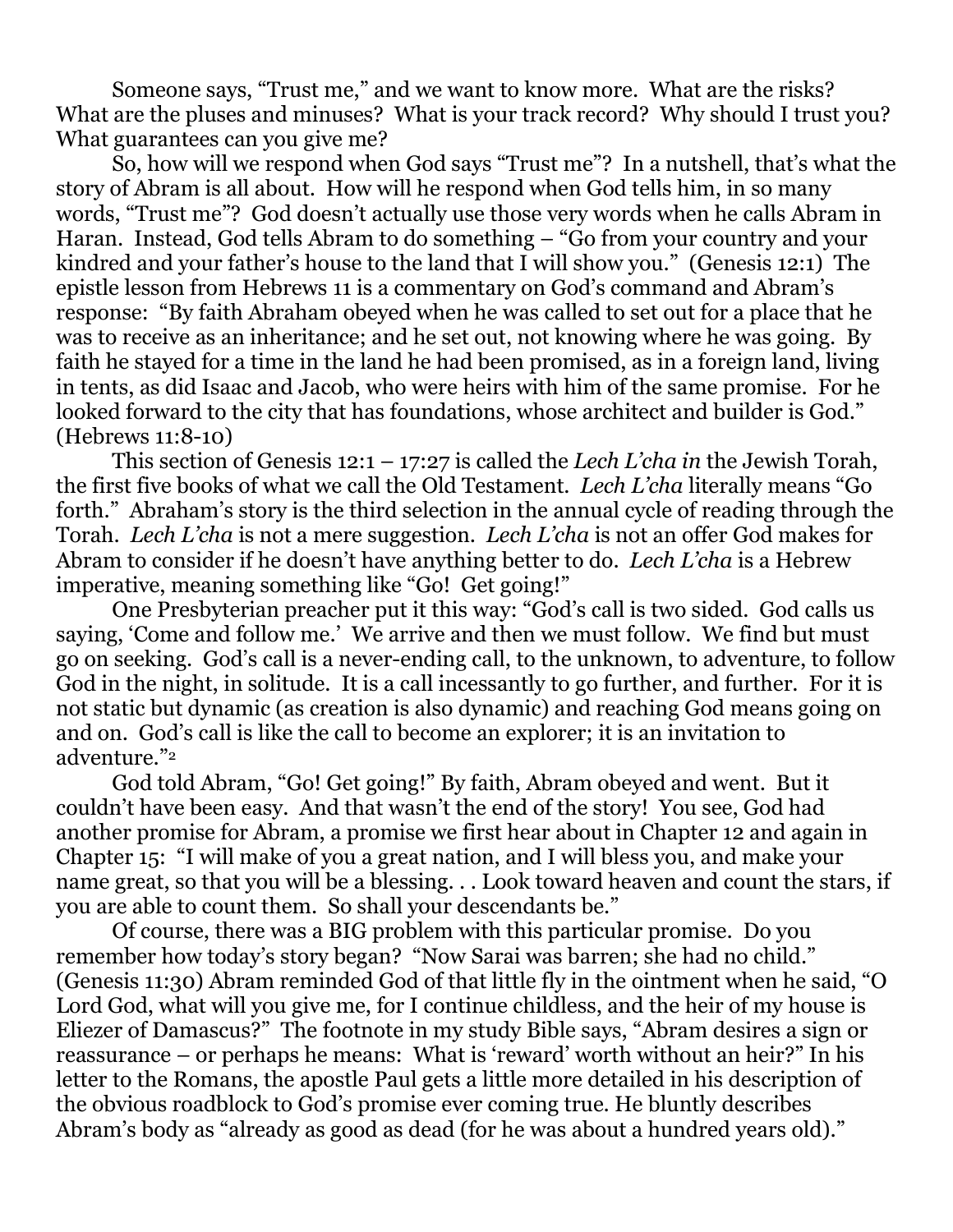Someone says, "Trust me," and we want to know more. What are the risks? What are the pluses and minuses? What is your track record? Why should I trust you? What guarantees can you give me?

So, how will we respond when God says "Trust me"? In a nutshell, that's what the story of Abram is all about. How will he respond when God tells him, in so many words, "Trust me"? God doesn't actually use those very words when he calls Abram in Haran. Instead, God tells Abram to do something – "Go from your country and your kindred and your father's house to the land that I will show you." (Genesis 12:1) The epistle lesson from Hebrews 11 is a commentary on God's command and Abram's response: "By faith Abraham obeyed when he was called to set out for a place that he was to receive as an inheritance; and he set out, not knowing where he was going. By faith he stayed for a time in the land he had been promised, as in a foreign land, living in tents, as did Isaac and Jacob, who were heirs with him of the same promise. For he looked forward to the city that has foundations, whose architect and builder is God." (Hebrews 11:8-10)

This section of Genesis 12:1 – 17:27 is called the *Lech L'cha in* the Jewish Torah, the first five books of what we call the Old Testament. *Lech L'cha* literally means "Go forth." Abraham's story is the third selection in the annual cycle of reading through the Torah. *Lech L'cha* is not a mere suggestion. *Lech L'cha* is not an offer God makes for Abram to consider if he doesn't have anything better to do. *Lech L'cha* is a Hebrew imperative, meaning something like "Go! Get going!"

One Presbyterian preacher put it this way: "God's call is two sided. God calls us saying, 'Come and follow me.' We arrive and then we must follow. We find but must go on seeking. God's call is a never-ending call, to the unknown, to adventure, to follow God in the night, in solitude. It is a call incessantly to go further, and further. For it is not static but dynamic (as creation is also dynamic) and reaching God means going on and on. God's call is like the call to become an explorer; it is an invitation to adventure."[2]

God told Abram, "Go! Get going!" By faith, Abram obeyed and went. But it couldn't have been easy. And that wasn't the end of the story! You see, God had another promise for Abram, a promise we first hear about in Chapter 12 and again in Chapter 15: "I will make of you a great nation, and I will bless you, and make your name great, so that you will be a blessing. . . Look toward heaven and count the stars, if you are able to count them. So shall your descendants be."

Of course, there was a BIG problem with this particular promise. Do you remember how today's story began? "Now Sarai was barren; she had no child." (Genesis 11:30) Abram reminded God of that little fly in the ointment when he said, "O Lord God, what will you give me, for I continue childless, and the heir of my house is Eliezer of Damascus?" The footnote in my study Bible says, "Abram desires a sign or reassurance – or perhaps he means: What is 'reward' worth without an heir?" In his letter to the Romans, the apostle Paul gets a little more detailed in his description of the obvious roadblock to God's promise ever coming true. He bluntly describes Abram's body as "already as good as dead (for he was about a hundred years old)."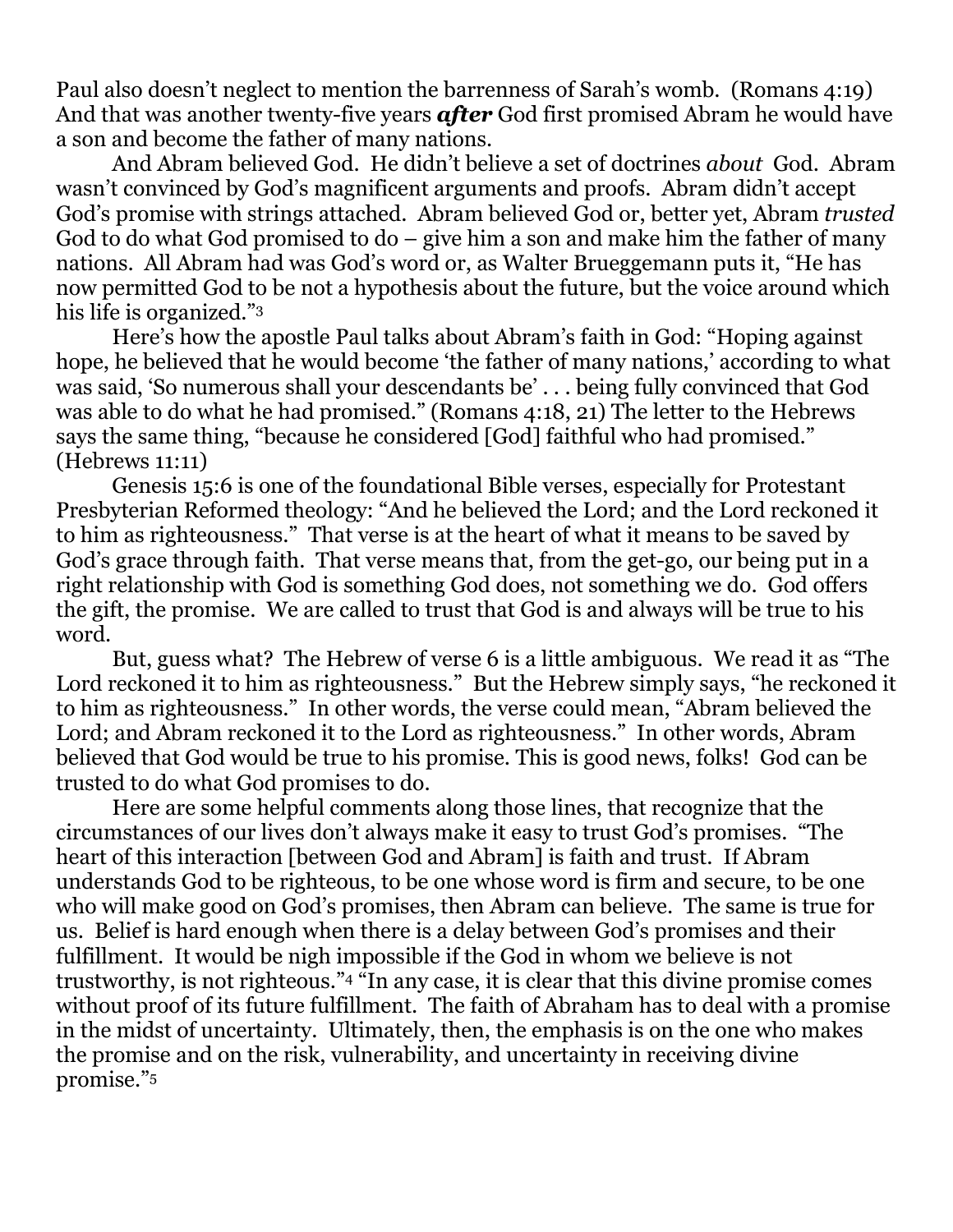Paul also doesn't neglect to mention the barrenness of Sarah's womb. (Romans 4:19) And that was another twenty-five years ***after*** God first promised Abram he would have a son and become the father of many nations.

And Abram believed God. He didn't believe a set of doctrines *about* God. Abram wasn't convinced by God's magnificent arguments and proofs. Abram didn't accept God's promise with strings attached. Abram believed God or, better yet, Abram *trusted* God to do what God promised to do – give him a son and make him the father of many nations. All Abram had was God's word or, as Walter Brueggemann puts it, "He has now permitted God to be not a hypothesis about the future, but the voice around which his life is organized."[3]

Here's how the apostle Paul talks about Abram's faith in God: "Hoping against hope, he believed that he would become 'the father of many nations,' according to what was said, 'So numerous shall your descendants be' . . . being fully convinced that God was able to do what he had promised." (Romans 4:18, 21) The letter to the Hebrews says the same thing, "because he considered [God] faithful who had promised." (Hebrews 11:11)

Genesis 15:6 is one of the foundational Bible verses, especially for Protestant Presbyterian Reformed theology: "And he believed the Lord; and the Lord reckoned it to him as righteousness." That verse is at the heart of what it means to be saved by God's grace through faith. That verse means that, from the get-go, our being put in a right relationship with God is something God does, not something we do. God offers the gift, the promise. We are called to trust that God is and always will be true to his word.

But, guess what? The Hebrew of verse 6 is a little ambiguous. We read it as "The Lord reckoned it to him as righteousness." But the Hebrew simply says, "he reckoned it to him as righteousness." In other words, the verse could mean, "Abram believed the Lord; and Abram reckoned it to the Lord as righteousness." In other words, Abram believed that God would be true to his promise. This is good news, folks! God can be trusted to do what God promises to do.

Here are some helpful comments along those lines, that recognize that the circumstances of our lives don't always make it easy to trust God's promises. "The heart of this interaction [between God and Abram] is faith and trust. If Abram understands God to be righteous, to be one whose word is firm and secure, to be one who will make good on God's promises, then Abram can believe. The same is true for us. Belief is hard enough when there is a delay between God's promises and their fulfillment. It would be nigh impossible if the God in whom we believe is not trustworthy, is not righteous."[4] "In any case, it is clear that this divine promise comes without proof of its future fulfillment. The faith of Abraham has to deal with a promise in the midst of uncertainty. Ultimately, then, the emphasis is on the one who makes the promise and on the risk, vulnerability, and uncertainty in receiving divine promise."[5]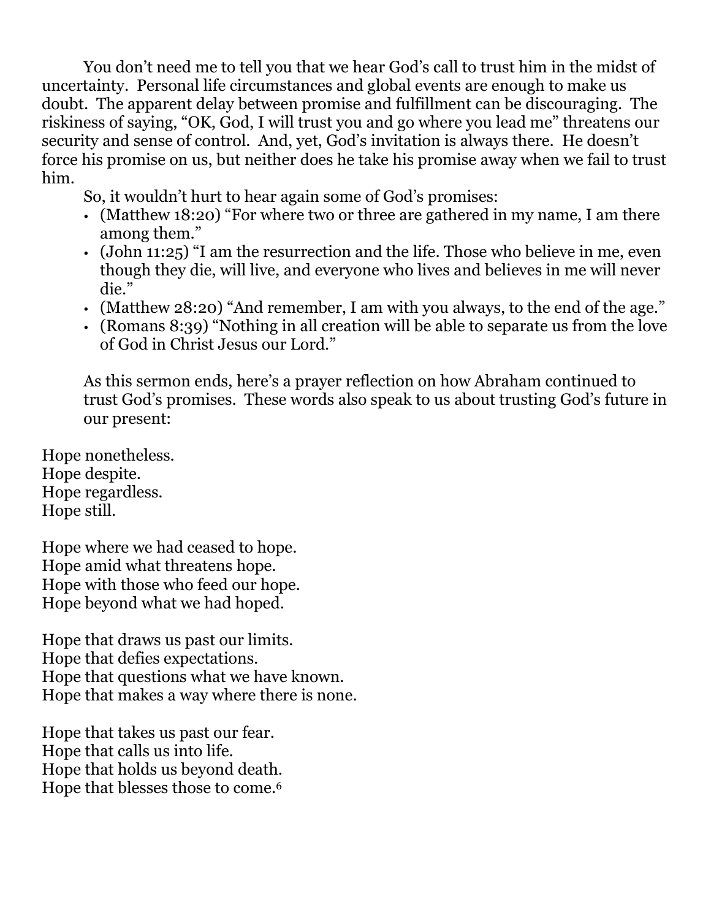You don't need me to tell you that we hear God's call to trust him in the midst of uncertainty. Personal life circumstances and global events are enough to make us doubt. The apparent delay between promise and fulfillment can be discouraging. The riskiness of saying, "OK, God, I will trust you and go where you lead me" threatens our security and sense of control. And, yet, God's invitation is always there. He doesn't force his promise on us, but neither does he take his promise away when we fail to trust him.

So, it wouldn't hurt to hear again some of God's promises:

- (Matthew 18:20) "For where two or three are gathered in my name, I am there among them."
- (John 11:25) "I am the resurrection and the life. Those who believe in me, even though they die, will live, and everyone who lives and believes in me will never die."
- (Matthew 28:20) "And remember, I am with you always, to the end of the age."
- (Romans 8:39) "Nothing in all creation will be able to separate us from the love of God in Christ Jesus our Lord."

As this sermon ends, here's a prayer reflection on how Abraham continued to trust God's promises. These words also speak to us about trusting God's future in our present:

Hope nonetheless.
Hope despite.
Hope regardless.
Hope still.

Hope where we had ceased to hope.
Hope amid what threatens hope.
Hope with those who feed our hope.
Hope beyond what we had hoped.

Hope that draws us past our limits.
Hope that defies expectations.
Hope that questions what we have known.
Hope that makes a way where there is none.

Hope that takes us past our fear.
Hope that calls us into life.
Hope that holds us beyond death.
Hope that blesses those to come.[6]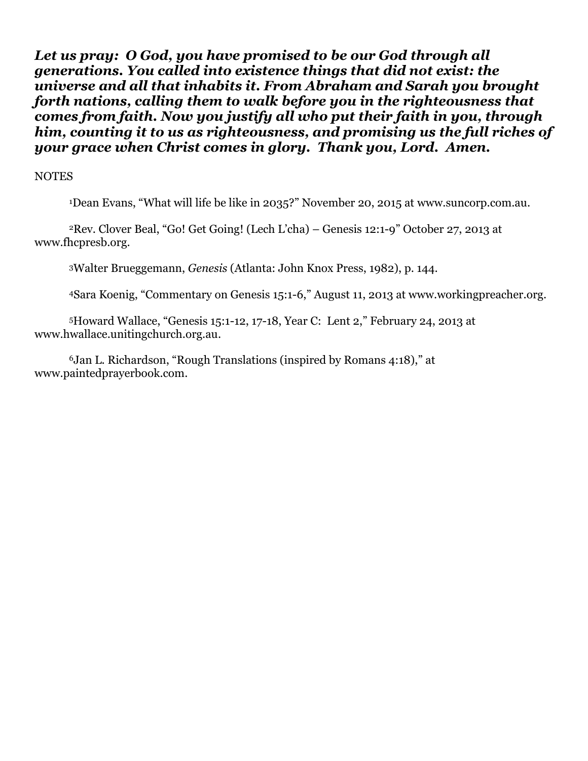***Let us pray: O God, you have promised to be our God through all generations. You called into existence things that did not exist: the universe and all that inhabits it. From Abraham and Sarah you brought forth nations, calling them to walk before you in the righteousness that comes from faith. Now you justify all who put their faith in you, through him, counting it to us as righteousness, and promising us the full riches of your grace when Christ comes in glory. Thank you, Lord. Amen.***

NOTES

[1]Dean Evans, "What will life be like in 2035?" November 20, 2015 at www.suncorp.com.au.

[2]Rev. Clover Beal, "Go! Get Going! (Lech L'cha) – Genesis 12:1-9" October 27, 2013 at www.fhcpresb.org.

[3]Walter Brueggemann, *Genesis* (Atlanta: John Knox Press, 1982), p. 144.

[4]Sara Koenig, "Commentary on Genesis 15:1-6," August 11, 2013 at www.workingpreacher.org.

[5]Howard Wallace, "Genesis 15:1-12, 17-18, Year C: Lent 2," February 24, 2013 at www.hwallace.unitingchurch.org.au.

[6]Jan L. Richardson, "Rough Translations (inspired by Romans 4:18)," at www.paintedprayerbook.com.